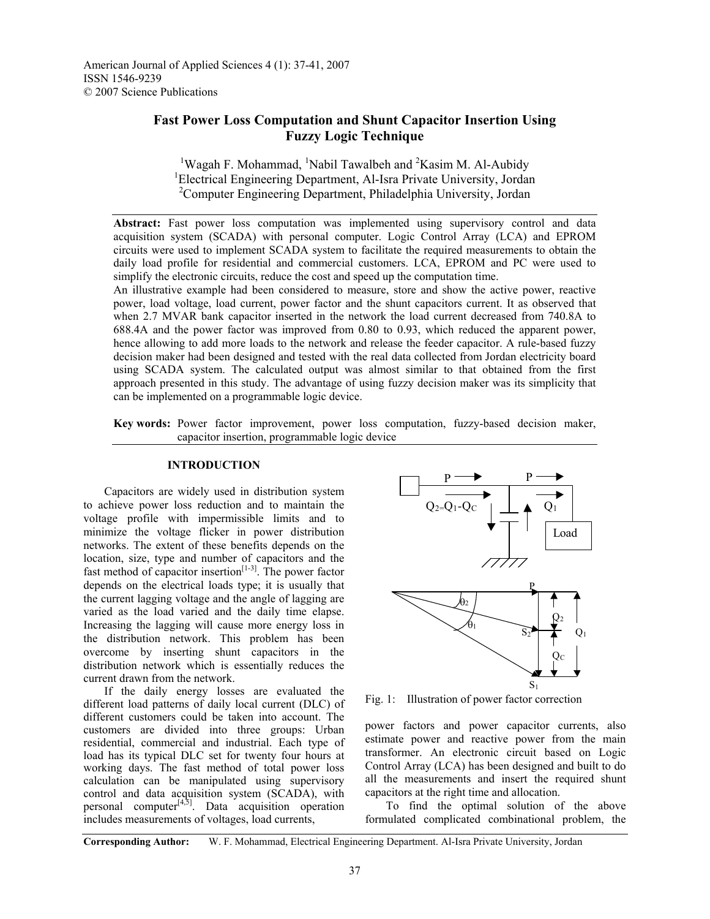# Fast Power Loss Computation and Shunt Capacitor Insertion Using Fuzzy Logic Technique

[1]Wagah F. Mohammad, [1]Nabil Tawalbeh and [2]Kasim M. Al-Aubidy

[1]Electrical Engineering Department, Al-Isra Private University, Jordan

[2]Computer Engineering Department, Philadelphia University, Jordan

**Abstract:** Fast power loss computation was implemented using supervisory control and data acquisition system (SCADA) with personal computer. Logic Control Array (LCA) and EPROM circuits were used to implement SCADA system to facilitate the required measurements to obtain the daily load profile for residential and commercial customers. LCA, EPROM and PC were used to simplify the electronic circuits, reduce the cost and speed up the computation time.
An illustrative example had been considered to measure, store and show the active power, reactive power, load voltage, load current, power factor and the shunt capacitors current. It as observed that when 2.7 MVAR bank capacitor inserted in the network the load current decreased from 740.8A to 688.4A and the power factor was improved from 0.80 to 0.93, which reduced the apparent power, hence allowing to add more loads to the network and release the feeder capacitor. A rule-based fuzzy decision maker had been designed and tested with the real data collected from Jordan electricity board using SCADA system. The calculated output was almost similar to that obtained from the first approach presented in this study. The advantage of using fuzzy decision maker was its simplicity that can be implemented on a programmable logic device.

**Key words:** Power factor improvement, power loss computation, fuzzy-based decision maker, capacitor insertion, programmable logic device

## INTRODUCTION

Capacitors are widely used in distribution system to achieve power loss reduction and to maintain the voltage profile with impermissible limits and to minimize the voltage flicker in power distribution networks. The extent of these benefits depends on the location, size, type and number of capacitors and the fast method of capacitor insertion[1-3]. The power factor depends on the electrical loads type; it is usually that the current lagging voltage and the angle of lagging are varied as the load varied and the daily time elapse. Increasing the lagging will cause more energy loss in the distribution network. This problem has been overcome by inserting shunt capacitors in the distribution network which is essentially reduces the current drawn from the network.

If the daily energy losses are evaluated the different load patterns of daily local current (DLC) of different customers could be taken into account. The customers are divided into three groups: Urban residential, commercial and industrial. Each type of load has its typical DLC set for twenty four hours at working days. The fast method of total power loss calculation can be manipulated using supervisory control and data acquisition system (SCADA), with personal computer[4,5]. Data acquisition operation includes measurements of voltages, load currents, power factors and power capacitor currents, also estimate power and reactive power from the main transformer. An electronic circuit based on Logic Control Array (LCA) has been designed and built to do all the measurements and insert the required shunt capacitors at the right time and allocation.

Fig. 1: Illustration of power factor correction

To find the optimal solution of the above formulated complicated combinational problem, the

**Corresponding Author:** W. F. Mohammad, Electrical Engineering Department. Al-Isra Private University, Jordan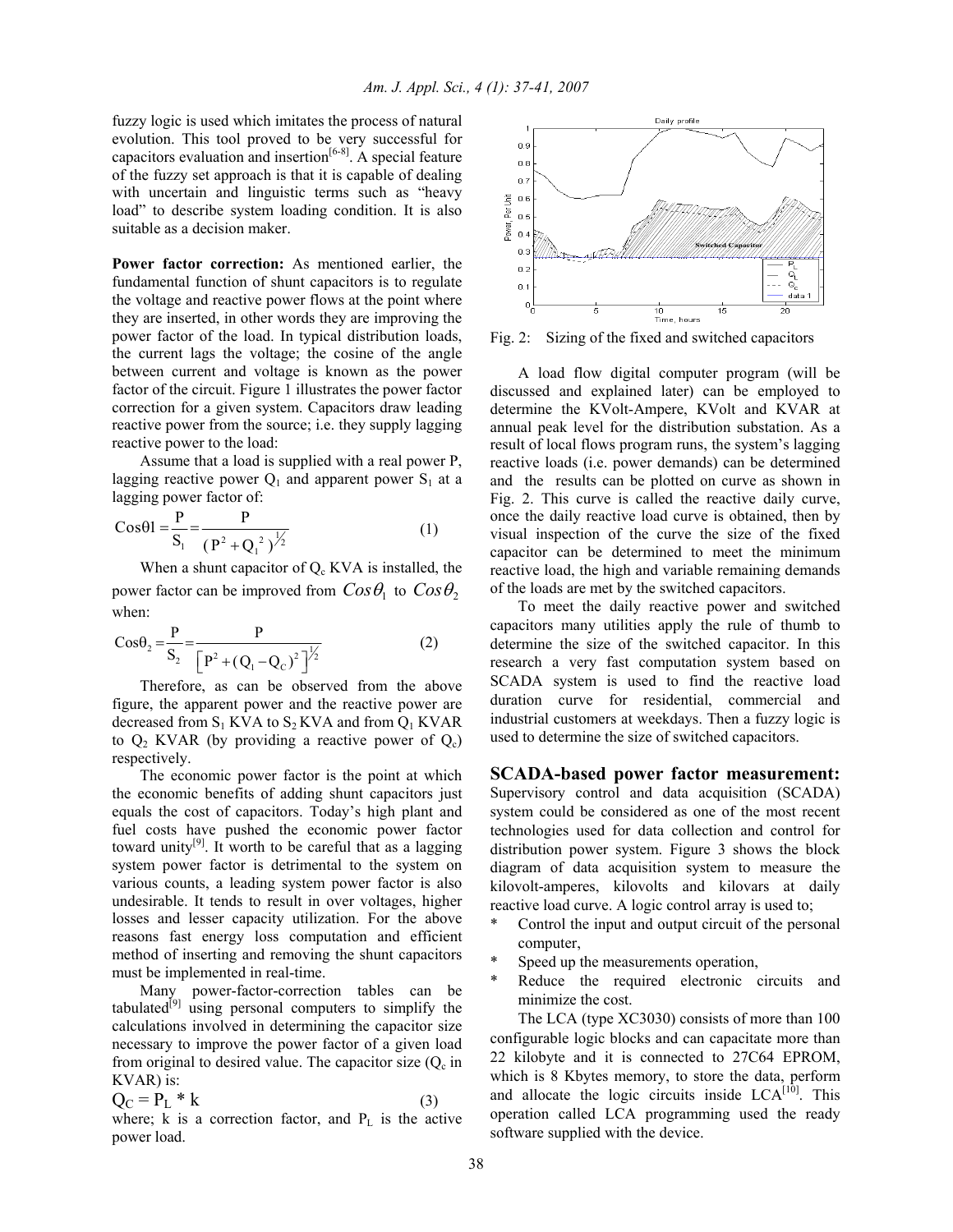fuzzy logic is used which imitates the process of natural evolution. This tool proved to be very successful for capacitors evaluation and insertion[6-8]. A special feature of the fuzzy set approach is that it is capable of dealing with uncertain and linguistic terms such as "heavy load" to describe system loading condition. It is also suitable as a decision maker.

**Power factor correction:** As mentioned earlier, the fundamental function of shunt capacitors is to regulate the voltage and reactive power flows at the point where they are inserted, in other words they are improving the power factor of the load. In typical distribution loads, the current lags the voltage; the cosine of the angle between current and voltage is known as the power factor of the circuit. Figure 1 illustrates the power factor correction for a given system. Capacitors draw leading reactive power from the source; i.e. they supply lagging reactive power to the load:

Assume that a load is supplied with a real power P, lagging reactive power $Q_1$ and apparent power $S_1$ at a lagging power factor of:

$$\text{Cos}\theta 1 = \frac{P}{S_1} = \frac{P}{(P^2 + Q_1^2)^{1/2}} \tag{1}$$

When a shunt capacitor of $Q_c$ KVA is installed, the power factor can be improved from $Cos\theta_1$ to $Cos\theta_2$ when:

$$\text{Cos}\theta_2 = \frac{P}{S_2} = \frac{P}{\left[P^2 + (Q_1 - Q_C)^2\right]^{1/2}} \tag{2}$$

Therefore, as can be observed from the above figure, the apparent power and the reactive power are decreased from $S_1$ KVA to $S_2$ KVA and from $Q_1$ KVAR to $Q_2$ KVAR (by providing a reactive power of $Q_c$) respectively.

The economic power factor is the point at which the economic benefits of adding shunt capacitors just equals the cost of capacitors. Today's high plant and fuel costs have pushed the economic power factor toward unity[9]. It worth to be careful that as a lagging system power factor is detrimental to the system on various counts, a leading system power factor is also undesirable. It tends to result in over voltages, higher losses and lesser capacity utilization. For the above reasons fast energy loss computation and efficient method of inserting and removing the shunt capacitors must be implemented in real-time.

Many power-factor-correction tables can be tabulated[9] using personal computers to simplify the calculations involved in determining the capacitor size necessary to improve the power factor of a given load from original to desired value. The capacitor size ($Q_c$ in KVAR) is:

$$Q_C = P_L * k \tag{3}$$

where; k is a correction factor, and $P_L$ is the active power load.

Fig. 2: Sizing of the fixed and switched capacitors

A load flow digital computer program (will be discussed and explained later) can be employed to determine the KVolt-Ampere, KVolt and KVAR at annual peak level for the distribution substation. As a result of local flows program runs, the system's lagging reactive loads (i.e. power demands) can be determined and the results can be plotted on curve as shown in Fig. 2. This curve is called the reactive daily curve, once the daily reactive load curve is obtained, then by visual inspection of the curve the size of the fixed capacitor can be determined to meet the minimum reactive load, the high and variable remaining demands of the loads are met by the switched capacitors.

To meet the daily reactive power and switched capacitors many utilities apply the rule of thumb to determine the size of the switched capacitor. In this research a very fast computation system based on SCADA system is used to find the reactive load duration curve for residential, commercial and industrial customers at weekdays. Then a fuzzy logic is used to determine the size of switched capacitors.

## SCADA-based power factor measurement:

Supervisory control and data acquisition (SCADA) system could be considered as one of the most recent technologies used for data collection and control for distribution power system. Figure 3 shows the block diagram of data acquisition system to measure the kilovolt-amperes, kilovolts and kilovars at daily reactive load curve. A logic control array is used to;

* Control the input and output circuit of the personal computer,
* Speed up the measurements operation,
* Reduce the required electronic circuits and minimize the cost.

The LCA (type XC3030) consists of more than 100 configurable logic blocks and can capacitate more than 22 kilobyte and it is connected to 27C64 EPROM, which is 8 Kbytes memory, to store the data, perform and allocate the logic circuits inside LCA[10]. This operation called LCA programming used the ready software supplied with the device.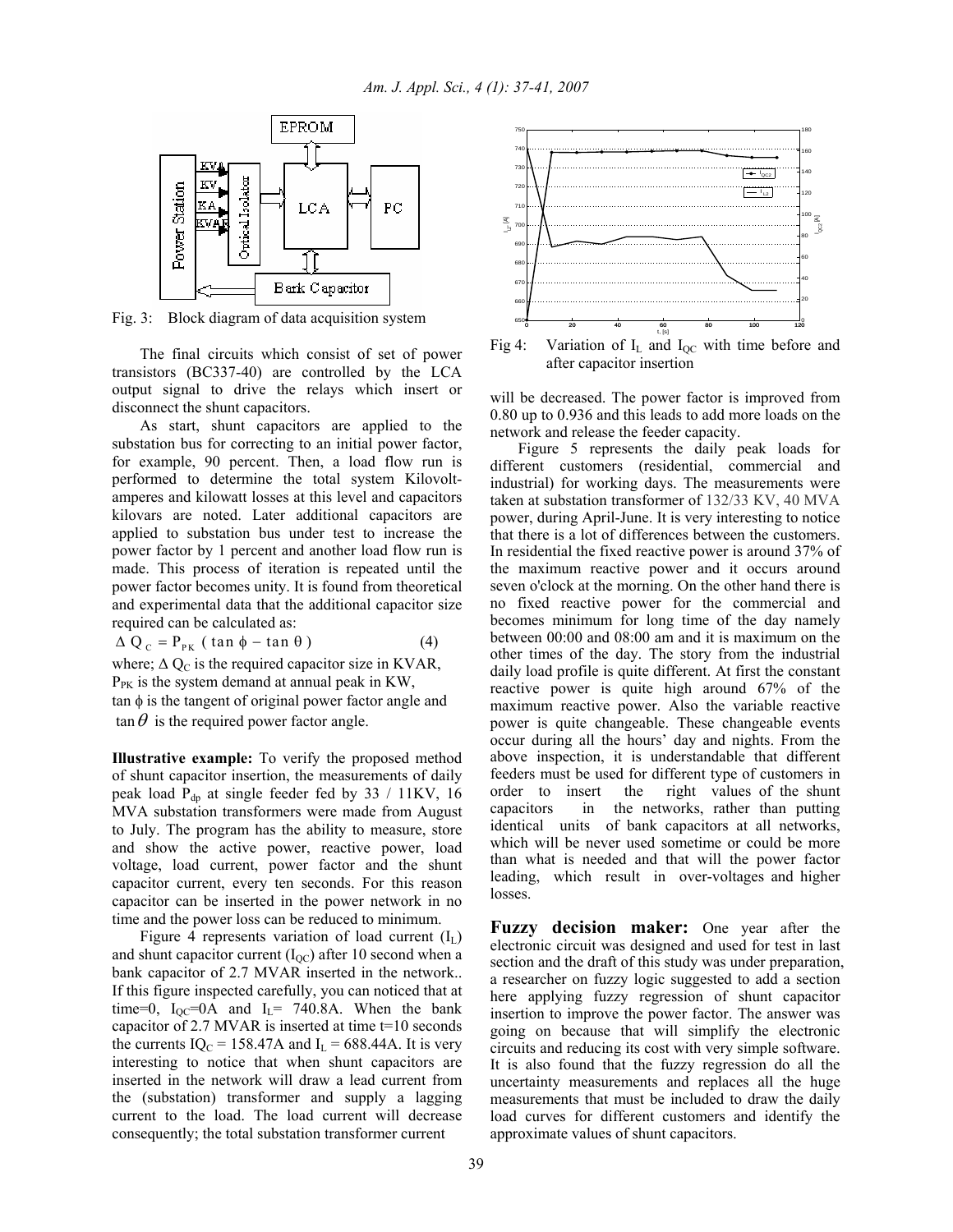Fig. 3: Block diagram of data acquisition system

The final circuits which consist of set of power transistors (BC337-40) are controlled by the LCA output signal to drive the relays which insert or disconnect the shunt capacitors.

As start, shunt capacitors are applied to the substation bus for correcting to an initial power factor, for example, 90 percent. Then, a load flow run is performed to determine the total system Kilovolt-amperes and kilowatt losses at this level and capacitors kilovars are noted. Later additional capacitors are applied to substation bus under test to increase the power factor by 1 percent and another load flow run is made. This process of iteration is repeated until the power factor becomes unity. It is found from theoretical and experimental data that the additional capacitor size required can be calculated as:

$$\Delta Q_C = P_{PK} \left( \tan \phi - \tan \theta \right) \qquad (4)$$

where; $\Delta Q_C$ is the required capacitor size in KVAR,
$P_{PK}$ is the system demand at annual peak in KW,
$\tan \phi$ is the tangent of original power factor angle and
$\tan \theta$ is the required power factor angle.

**Illustrative example:** To verify the proposed method of shunt capacitor insertion, the measurements of daily peak load $P_{dp}$ at single feeder fed by 33 / 11KV, 16 MVA substation transformers were made from August to July. The program has the ability to measure, store and show the active power, reactive power, load voltage, load current, power factor and the shunt capacitor current, every ten seconds. For this reason capacitor can be inserted in the power network in no time and the power loss can be reduced to minimum.

Figure 4 represents variation of load current ($I_L$) and shunt capacitor current ($I_{QC}$) after 10 second when a bank capacitor of 2.7 MVAR inserted in the network.. If this figure inspected carefully, you can noticed that at time=0, $I_{QC}$=0A and $I_L$= 740.8A. When the bank capacitor of 2.7 MVAR is inserted at time t=10 seconds the currents $IQ_C$ = 158.47A and $I_L$ = 688.44A. It is very interesting to notice that when shunt capacitors are inserted in the network will draw a lead current from the (substation) transformer and supply a lagging current to the load. The load current will decrease consequently; the total substation transformer current will be decreased. The power factor is improved from 0.80 up to 0.936 and this leads to add more loads on the network and release the feeder capacity.

Fig 4: Variation of $I_L$ and $I_{QC}$ with time before and after capacitor insertion

Figure 5 represents the daily peak loads for different customers (residential, commercial and industrial) for working days. The measurements were taken at substation transformer of 132/33 KV, 40 MVA power, during April-June. It is very interesting to notice that there is a lot of differences between the customers. In residential the fixed reactive power is around 37% of the maximum reactive power and it occurs around seven o'clock at the morning. On the other hand there is no fixed reactive power for the commercial and becomes minimum for long time of the day namely between 00:00 and 08:00 am and it is maximum on the other times of the day. The story from the industrial daily load profile is quite different. At first the constant reactive power is quite high around 67% of the maximum reactive power. Also the variable reactive power is quite changeable. These changeable events occur during all the hours' day and nights. From the above inspection, it is understandable that different feeders must be used for different type of customers in order to insert the right values of the shunt capacitors in the networks, rather than putting identical units of bank capacitors at all networks, which will be never used sometime or could be more than what is needed and that will the power factor leading, which result in over-voltages and higher losses.

## Fuzzy decision maker:

One year after the electronic circuit was designed and used for test in last section and the draft of this study was under preparation, a researcher on fuzzy logic suggested to add a section here applying fuzzy regression of shunt capacitor insertion to improve the power factor. The answer was going on because that will simplify the electronic circuits and reducing its cost with very simple software. It is also found that the fuzzy regression do all the uncertainty measurements and replaces all the huge measurements that must be included to draw the daily load curves for different customers and identify the approximate values of shunt capacitors.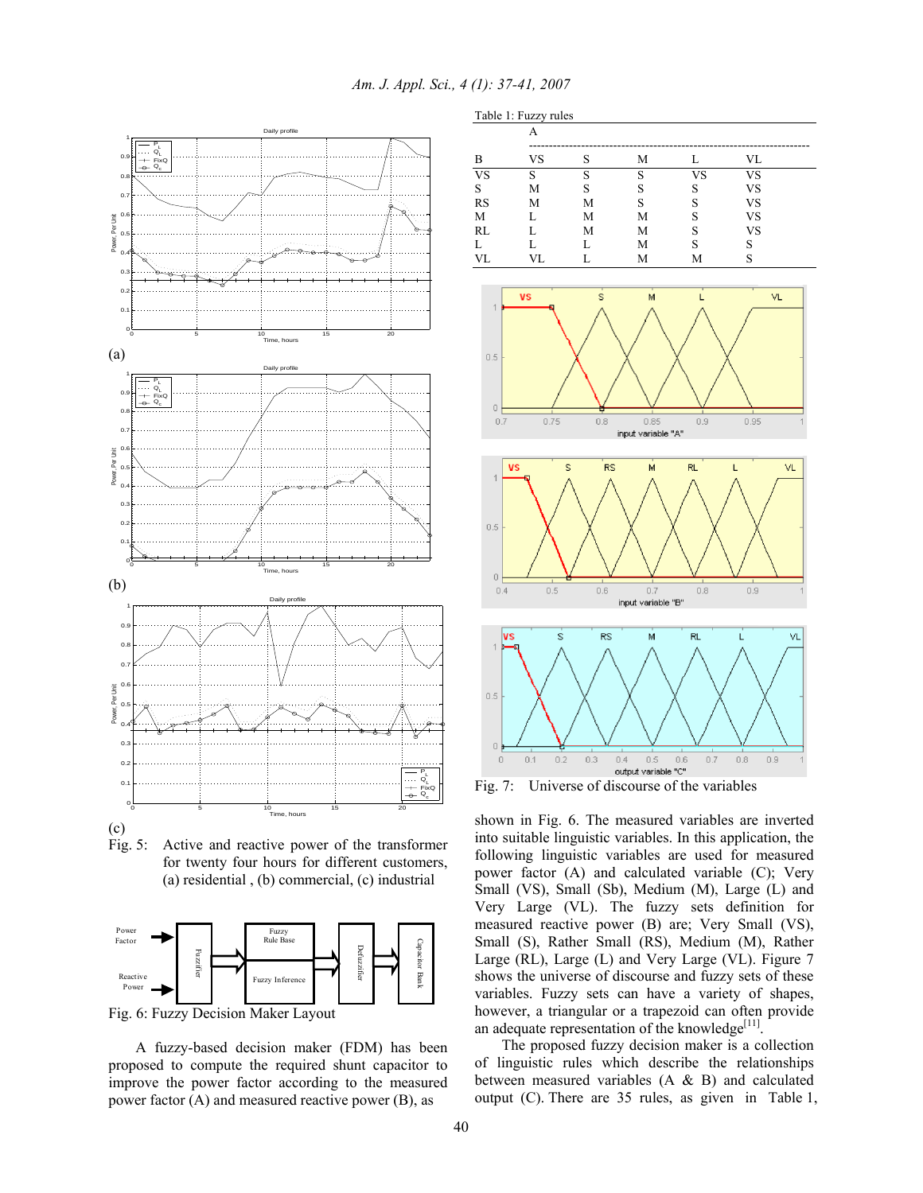(a)

(b)

(c)

Fig. 5: Active and reactive power of the transformer for twenty four hours for different customers, (a) residential , (b) commercial, (c) industrial

Fig. 6: Fuzzy Decision Maker Layout

A fuzzy-based decision maker (FDM) has been proposed to compute the required shunt capacitor to improve the power factor according to the measured power factor (A) and measured reactive power (B), as shown in Fig. 6. The measured variables are inverted into suitable linguistic variables. In this application, the following linguistic variables are used for measured power factor (A) and calculated variable (C); Very Small (VS), Small (Sb), Medium (M), Large (L) and Very Large (VL). The fuzzy sets definition for measured reactive power (B) are; Very Small (VS), Small (S), Rather Small (RS), Medium (M), Rather Large (RL), Large (L) and Very Large (VL). Figure 7 shows the universe of discourse and fuzzy sets of these variables. Fuzzy sets can have a variety of shapes, however, a triangular or a trapezoid can often provide an adequate representation of the knowledge[11].

The proposed fuzzy decision maker is a collection of linguistic rules which describe the relationships between measured variables (A & B) and calculated output (C). There are 35 rules, as given in Table 1,

Table 1: Fuzzy rules

| B \ A | VS | S | M | L | VL |
|---|---|---|---|---|---|
| VS | S | S | S | VS | VS |
| S | M | S | S | S | VS |
| RS | M | M | S | S | VS |
| M | L | M | M | S | VS |
| RL | L | M | M | S | VS |
| L | L | L | M | S | S |
| VL | VL | L | M | M | S |

Fig. 7: Universe of discourse of the variables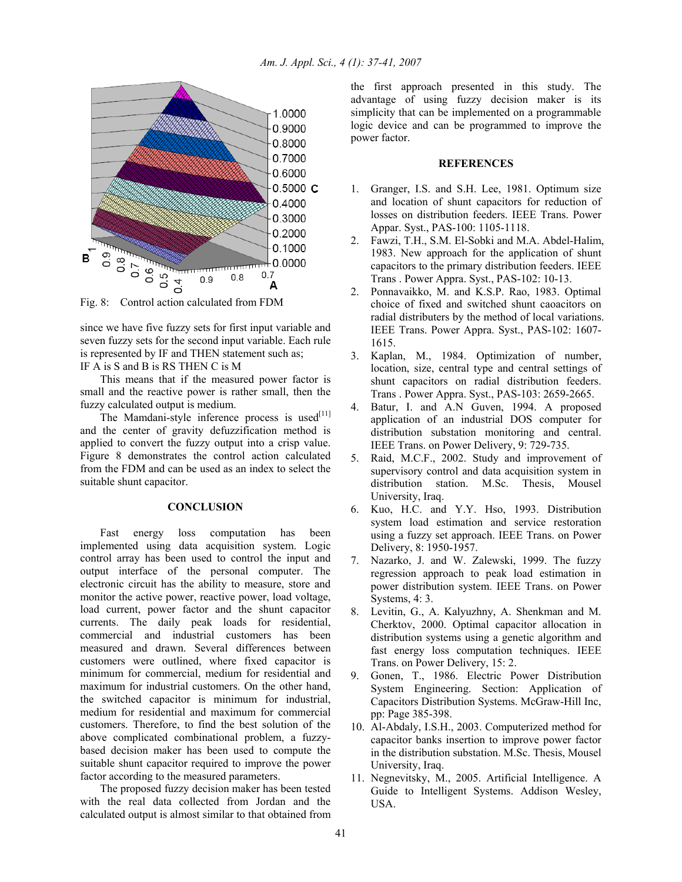1.0000
0.9000
0.8000
0.7000
0.6000
0.5000 C
0.4000
0.3000
0.2000
0.1000
0.0000

B
1
0.9
0.8
0.7
0.6
0.5
0.4

0.9
0.8
0.7
A

Fig. 8: Control action calculated from FDM

since we have five fuzzy sets for first input variable and seven fuzzy sets for the second input variable. Each rule is represented by IF and THEN statement such as;
IF A is S and B is RS THEN C is M

This means that if the measured power factor is small and the reactive power is rather small, then the fuzzy calculated output is medium.

The Mamdani-style inference process is used[11] and the center of gravity defuzzification method is applied to convert the fuzzy output into a crisp value. Figure 8 demonstrates the control action calculated from the FDM and can be used as an index to select the suitable shunt capacitor.

## CONCLUSION

Fast energy loss computation has been implemented using data acquisition system. Logic control array has been used to control the input and output interface of the personal computer. The electronic circuit has the ability to measure, store and monitor the active power, reactive power, load voltage, load current, power factor and the shunt capacitor currents. The daily peak loads for residential, commercial and industrial customers has been measured and drawn. Several differences between customers were outlined, where fixed capacitor is minimum for commercial, medium for residential and maximum for industrial customers. On the other hand, the switched capacitor is minimum for industrial, medium for residential and maximum for commercial customers. Therefore, to find the best solution of the above complicated combinational problem, a fuzzy-based decision maker has been used to compute the suitable shunt capacitor required to improve the power factor according to the measured parameters.

The proposed fuzzy decision maker has been tested with the real data collected from Jordan and the calculated output is almost similar to that obtained from the first approach presented in this study. The advantage of using fuzzy decision maker is its simplicity that can be implemented on a programmable logic device and can be programmed to improve the power factor.

## REFERENCES

1. Granger, I.S. and S.H. Lee, 1981. Optimum size and location of shunt capacitors for reduction of losses on distribution feeders. IEEE Trans. Power Appar. Syst., PAS-100: 1105-1118.
2. Fawzi, T.H., S.M. El-Sobki and M.A. Abdel-Halim, 1983. New approach for the application of shunt capacitors to the primary distribution feeders. IEEE Trans . Power Appra. Syst., PAS-102: 10-13.
2. Ponnavaikko, M. and K.S.P. Rao, 1983. Optimal choice of fixed and switched shunt caoacitors on radial distributers by the method of local variations. IEEE Trans. Power Appra. Syst., PAS-102: 1607-1615.
3. Kaplan, M., 1984. Optimization of number, location, size, central type and central settings of shunt capacitors on radial distribution feeders. Trans . Power Appra. Syst., PAS-103: 2659-2665.
4. Batur, I. and A.N Guven, 1994. A proposed application of an industrial DOS computer for distribution substation monitoring and central. IEEE Trans. on Power Delivery, 9: 729-735.
5. Raid, M.C.F., 2002. Study and improvement of supervisory control and data acquisition system in distribution station. M.Sc. Thesis, Mousel University, Iraq.
6. Kuo, H.C. and Y.Y. Hso, 1993. Distribution system load estimation and service restoration using a fuzzy set approach. IEEE Trans. on Power Delivery, 8: 1950-1957.
7. Nazarko, J. and W. Zalewski, 1999. The fuzzy regression approach to peak load estimation in power distribution system. IEEE Trans. on Power Systems, 4: 3.
8. Levitin, G., A. Kalyuzhny, A. Shenkman and M. Cherktov, 2000. Optimal capacitor allocation in distribution systems using a genetic algorithm and fast energy loss computation techniques. IEEE Trans. on Power Delivery, 15: 2.
9. Gonen, T., 1986. Electric Power Distribution System Engineering. Section: Application of Capacitors Distribution Systems. McGraw-Hill Inc, pp: Page 385-398.
10. Al-Abdaly, I.S.H., 2003. Computerized method for capacitor banks insertion to improve power factor in the distribution substation. M.Sc. Thesis, Mousel University, Iraq.
11. Negnevitsky, M., 2005. Artificial Intelligence. A Guide to Intelligent Systems. Addison Wesley, USA.